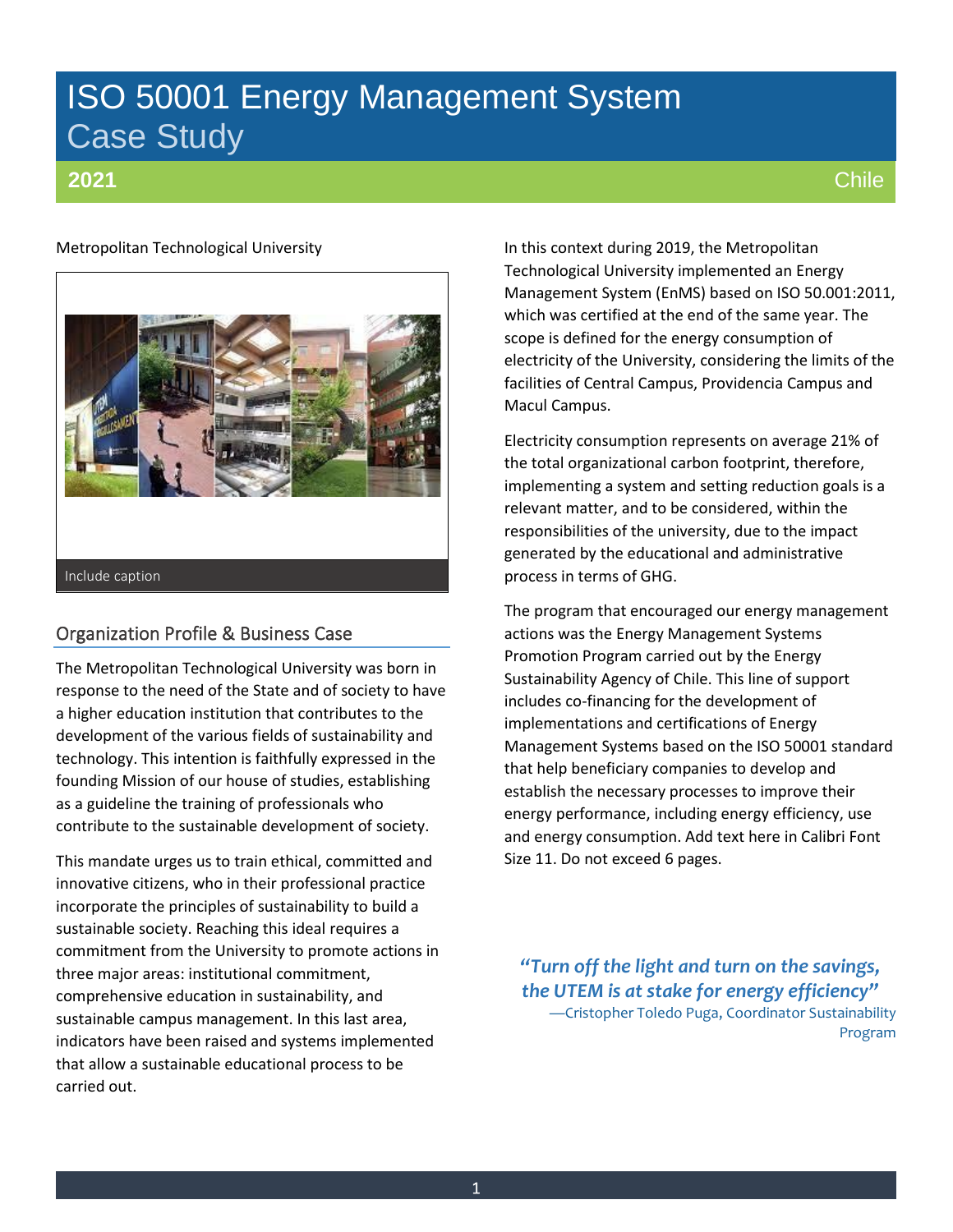# ISO 50001 Energy Management System Case Study

**2021** Chile

Metropolitan Technological University

Include caption

## Organization Profile & Business Case

The Metropolitan Technological University was born in response to the need of the State and of society to have a higher education institution that contributes to the development of the various fields of sustainability and technology. This intention is faithfully expressed in the founding Mission of our house of studies, establishing as a guideline the training of professionals who contribute to the sustainable development of society.

This mandate urges us to train ethical, committed and innovative citizens, who in their professional practice incorporate the principles of sustainability to build a sustainable society. Reaching this ideal requires a commitment from the University to promote actions in three major areas: institutional commitment, comprehensive education in sustainability, and sustainable campus management. In this last area, indicators have been raised and systems implemented that allow a sustainable educational process to be carried out.

In this context during 2019, the Metropolitan Technological University implemented an Energy Management System (EnMS) based on ISO 50.001:2011, which was certified at the end of the same year. The scope is defined for the energy consumption of electricity of the University, considering the limits of the facilities of Central Campus, Providencia Campus and Macul Campus.

Electricity consumption represents on average 21% of the total organizational carbon footprint, therefore, implementing a system and setting reduction goals is a relevant matter, and to be considered, within the responsibilities of the university, due to the impact generated by the educational and administrative process in terms of GHG.

The program that encouraged our energy management actions was the Energy Management Systems Promotion Program carried out by the Energy Sustainability Agency of Chile. This line of support includes co-financing for the development of implementations and certifications of Energy Management Systems based on the ISO 50001 standard that help beneficiary companies to develop and establish the necessary processes to improve their energy performance, including energy efficiency, use and energy consumption. Add text here in Calibri Font Size 11. Do not exceed 6 pages.

> ***"Turn off the light and turn on the savings, the UTEM is at stake for energy efficiency"***
> —Cristopher Toledo Puga, Coordinator Sustainability Program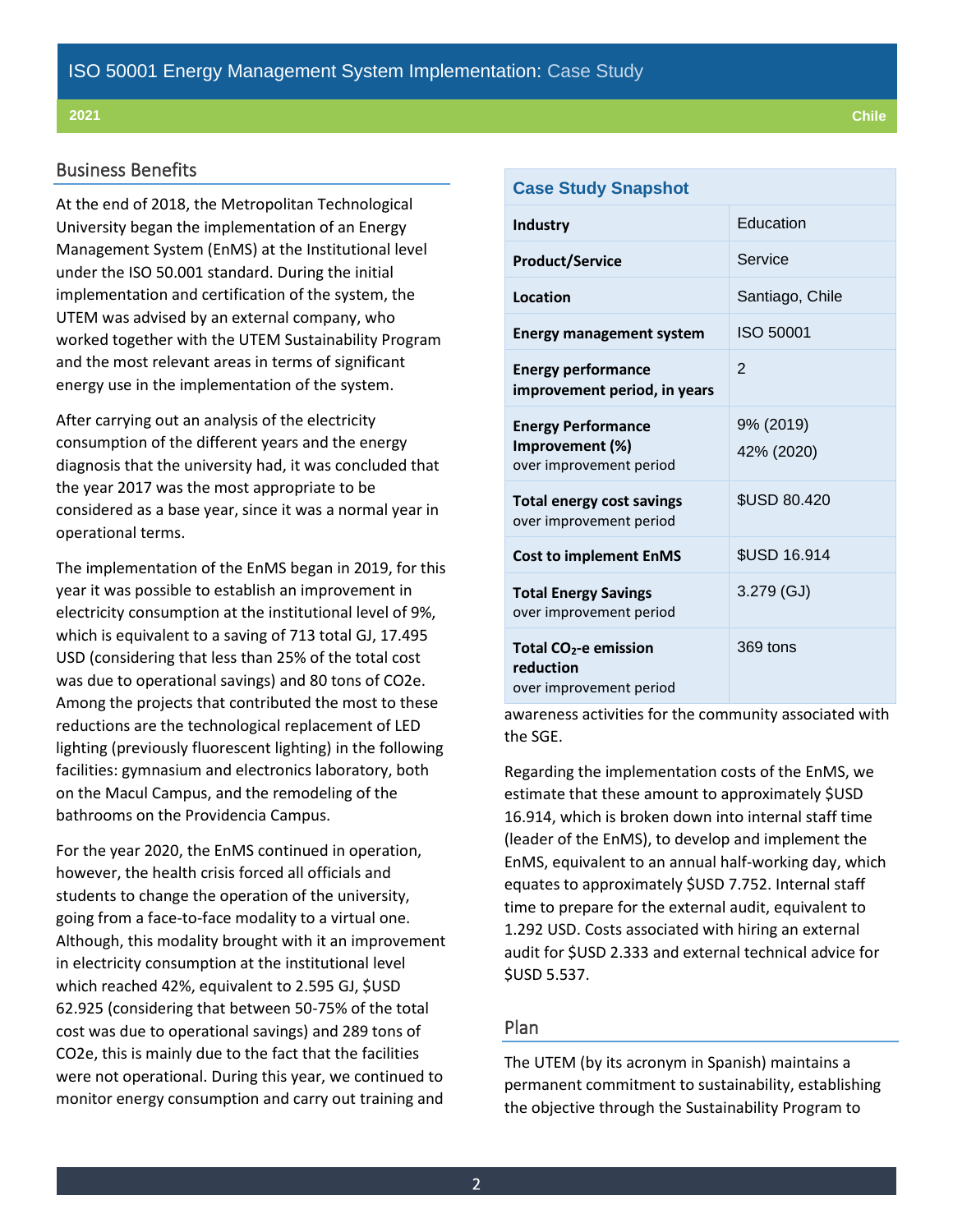## Business Benefits

At the end of 2018, the Metropolitan Technological University began the implementation of an Energy Management System (EnMS) at the Institutional level under the ISO 50.001 standard. During the initial implementation and certification of the system, the UTEM was advised by an external company, who worked together with the UTEM Sustainability Program and the most relevant areas in terms of significant energy use in the implementation of the system.

After carrying out an analysis of the electricity consumption of the different years and the energy diagnosis that the university had, it was concluded that the year 2017 was the most appropriate to be considered as a base year, since it was a normal year in operational terms.

The implementation of the EnMS began in 2019, for this year it was possible to establish an improvement in electricity consumption at the institutional level of 9%, which is equivalent to a saving of 713 total GJ, 17.495 USD (considering that less than 25% of the total cost was due to operational savings) and 80 tons of CO2e. Among the projects that contributed the most to these reductions are the technological replacement of LED lighting (previously fluorescent lighting) in the following facilities: gymnasium and electronics laboratory, both on the Macul Campus, and the remodeling of the bathrooms on the Providencia Campus.

For the year 2020, the EnMS continued in operation, however, the health crisis forced all officials and students to change the operation of the university, going from a face-to-face modality to a virtual one. Although, this modality brought with it an improvement in electricity consumption at the institutional level which reached 42%, equivalent to 2.595 GJ, $USD 62.925 (considering that between 50-75% of the total cost was due to operational savings) and 289 tons of CO2e, this is mainly due to the fact that the facilities were not operational. During this year, we continued to monitor energy consumption and carry out training and awareness activities for the community associated with the SGE.

| Case Study Snapshot | |
|---|---|
| **Industry** | Education |
| **Product/Service** | Service |
| **Location** | Santiago, Chile |
| **Energy management system** | ISO 50001 |
| **Energy performance improvement period, in years** | 2 |
| **Energy Performance Improvement (%)** over improvement period | 9% (2019) 42% (2020) |
| **Total energy cost savings** over improvement period | $USD 80.420 |
| **Cost to implement EnMS** | $USD 16.914 |
| **Total Energy Savings** over improvement period | 3.279 (GJ) |
| **Total $CO_2$-e emission reduction** over improvement period | 369 tons |

Regarding the implementation costs of the EnMS, we estimate that these amount to approximately $USD 16.914, which is broken down into internal staff time (leader of the EnMS), to develop and implement the EnMS, equivalent to an annual half-working day, which equates to approximately $USD 7.752. Internal staff time to prepare for the external audit, equivalent to 1.292 USD. Costs associated with hiring an external audit for $USD 2.333 and external technical advice for $USD 5.537.

## Plan

The UTEM (by its acronym in Spanish) maintains a permanent commitment to sustainability, establishing the objective through the Sustainability Program to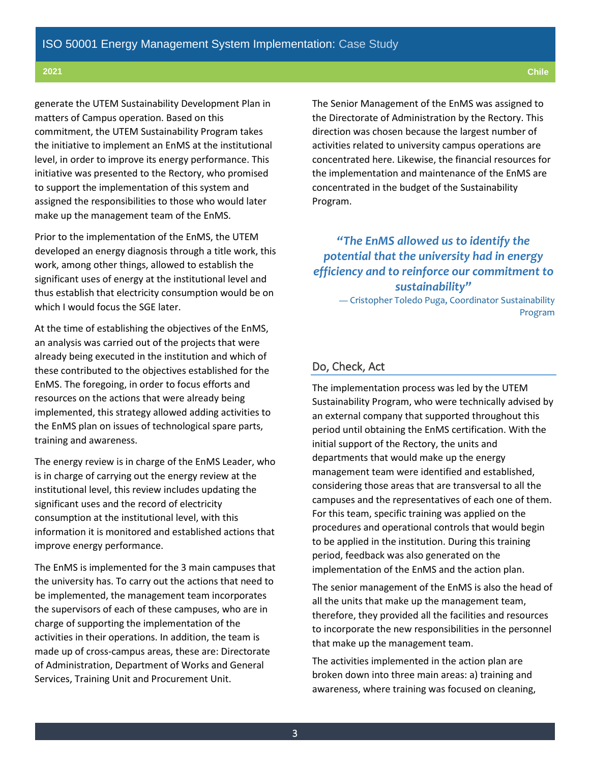generate the UTEM Sustainability Development Plan in matters of Campus operation. Based on this commitment, the UTEM Sustainability Program takes the initiative to implement an EnMS at the institutional level, in order to improve its energy performance. This initiative was presented to the Rectory, who promised to support the implementation of this system and assigned the responsibilities to those who would later make up the management team of the EnMS.

Prior to the implementation of the EnMS, the UTEM developed an energy diagnosis through a title work, this work, among other things, allowed to establish the significant uses of energy at the institutional level and thus establish that electricity consumption would be on which I would focus the SGE later.

At the time of establishing the objectives of the EnMS, an analysis was carried out of the projects that were already being executed in the institution and which of these contributed to the objectives established for the EnMS. The foregoing, in order to focus efforts and resources on the actions that were already being implemented, this strategy allowed adding activities to the EnMS plan on issues of technological spare parts, training and awareness.

The energy review is in charge of the EnMS Leader, who is in charge of carrying out the energy review at the institutional level, this review includes updating the significant uses and the record of electricity consumption at the institutional level, with this information it is monitored and established actions that improve energy performance.

The EnMS is implemented for the 3 main campuses that the university has. To carry out the actions that need to be implemented, the management team incorporates the supervisors of each of these campuses, who are in charge of supporting the implementation of the activities in their operations. In addition, the team is made up of cross-campus areas, these are: Directorate of Administration, Department of Works and General Services, Training Unit and Procurement Unit.

The Senior Management of the EnMS was assigned to the Directorate of Administration by the Rectory. This direction was chosen because the largest number of activities related to university campus operations are concentrated here. Likewise, the financial resources for the implementation and maintenance of the EnMS are concentrated in the budget of the Sustainability Program.

> ***"The EnMS allowed us to identify the potential that the university had in energy efficiency and to reinforce our commitment to sustainability"***
>
> — Cristopher Toledo Puga, Coordinator Sustainability Program

## Do, Check, Act

The implementation process was led by the UTEM Sustainability Program, who were technically advised by an external company that supported throughout this period until obtaining the EnMS certification. With the initial support of the Rectory, the units and departments that would make up the energy management team were identified and established, considering those areas that are transversal to all the campuses and the representatives of each one of them. For this team, specific training was applied on the procedures and operational controls that would begin to be applied in the institution. During this training period, feedback was also generated on the implementation of the EnMS and the action plan.

The senior management of the EnMS is also the head of all the units that make up the management team, therefore, they provided all the facilities and resources to incorporate the new responsibilities in the personnel that make up the management team.

The activities implemented in the action plan are broken down into three main areas: a) training and awareness, where training was focused on cleaning,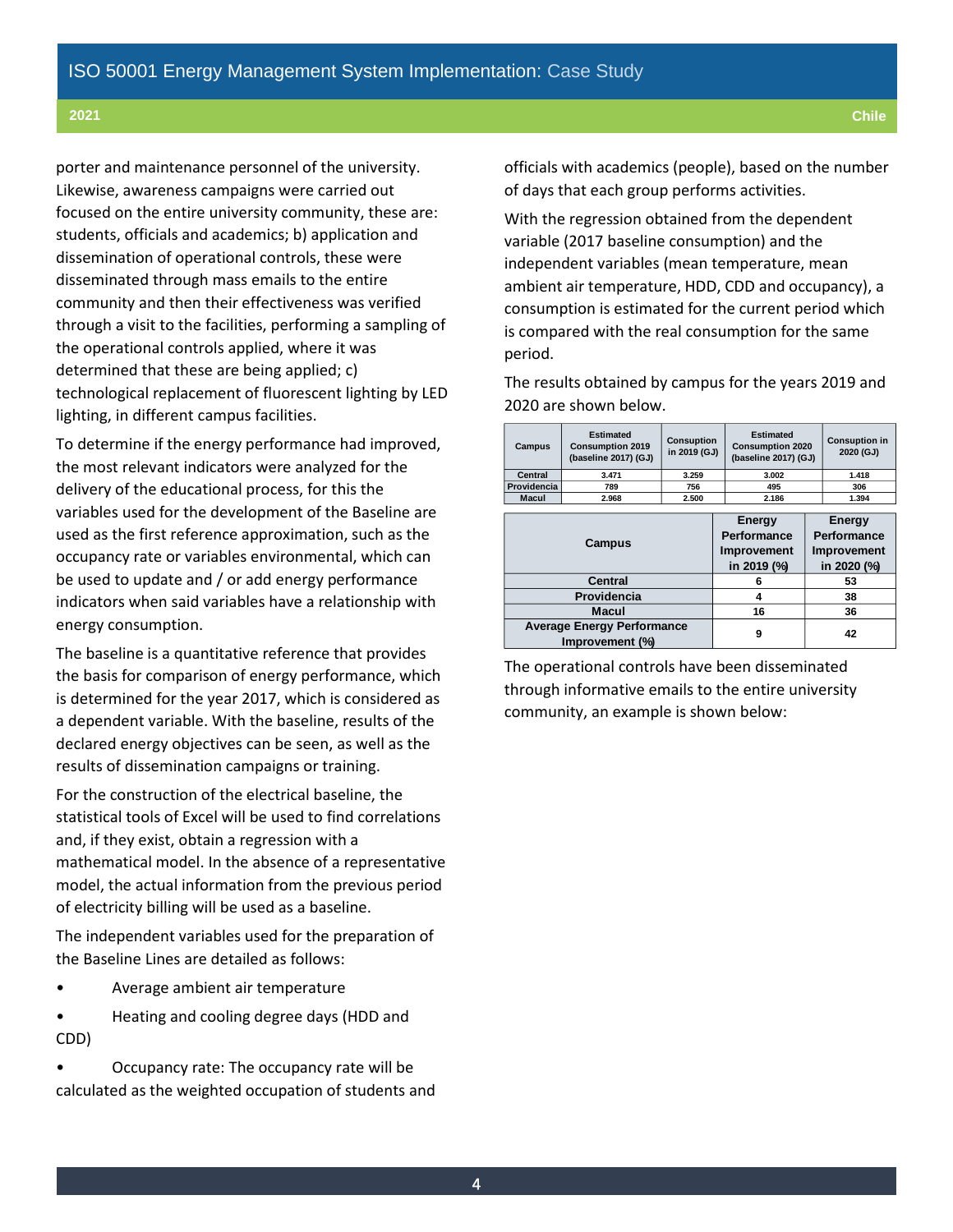porter and maintenance personnel of the university. Likewise, awareness campaigns were carried out focused on the entire university community, these are: students, officials and academics; b) application and dissemination of operational controls, these were disseminated through mass emails to the entire community and then their effectiveness was verified through a visit to the facilities, performing a sampling of the operational controls applied, where it was determined that these are being applied; c) technological replacement of fluorescent lighting by LED lighting, in different campus facilities.

To determine if the energy performance had improved, the most relevant indicators were analyzed for the delivery of the educational process, for this the variables used for the development of the Baseline are used as the first reference approximation, such as the occupancy rate or variables environmental, which can be used to update and / or add energy performance indicators when said variables have a relationship with energy consumption.

The baseline is a quantitative reference that provides the basis for comparison of energy performance, which is determined for the year 2017, which is considered as a dependent variable. With the baseline, results of the declared energy objectives can be seen, as well as the results of dissemination campaigns or training.

For the construction of the electrical baseline, the statistical tools of Excel will be used to find correlations and, if they exist, obtain a regression with a mathematical model. In the absence of a representative model, the actual information from the previous period of electricity billing will be used as a baseline.

The independent variables used for the preparation of the Baseline Lines are detailed as follows:

- Average ambient air temperature
- Heating and cooling degree days (HDD and CDD)
- Occupancy rate: The occupancy rate will be calculated as the weighted occupation of students and officials with academics (people), based on the number of days that each group performs activities.

With the regression obtained from the dependent variable (2017 baseline consumption) and the independent variables (mean temperature, mean ambient air temperature, HDD, CDD and occupancy), a consumption is estimated for the current period which is compared with the real consumption for the same period.

The results obtained by campus for the years 2019 and 2020 are shown below.

| Campus | Estimated Consumption 2019 (baseline 2017) (GJ) | Consuption in 2019 (GJ) | Estimated Consumption 2020 (baseline 2017) (GJ) | Consuption in 2020 (GJ) |
|---|---|---|---|---|
| Central | 3.471 | 3.259 | 3.002 | 1.418 |
| Providencia | 789 | 756 | 495 | 306 |
| Macul | 2.968 | 2.500 | 2.186 | 1.394 |

| Campus | Energy Performance Improvement in 2019 (%) | Energy Performance Improvement in 2020 (%) |
|---|---|---|
| Central | 6 | 53 |
| Providencia | 4 | 38 |
| Macul | 16 | 36 |
| Average Energy Performance Improvement (%) | 9 | 42 |

The operational controls have been disseminated through informative emails to the entire university community, an example is shown below: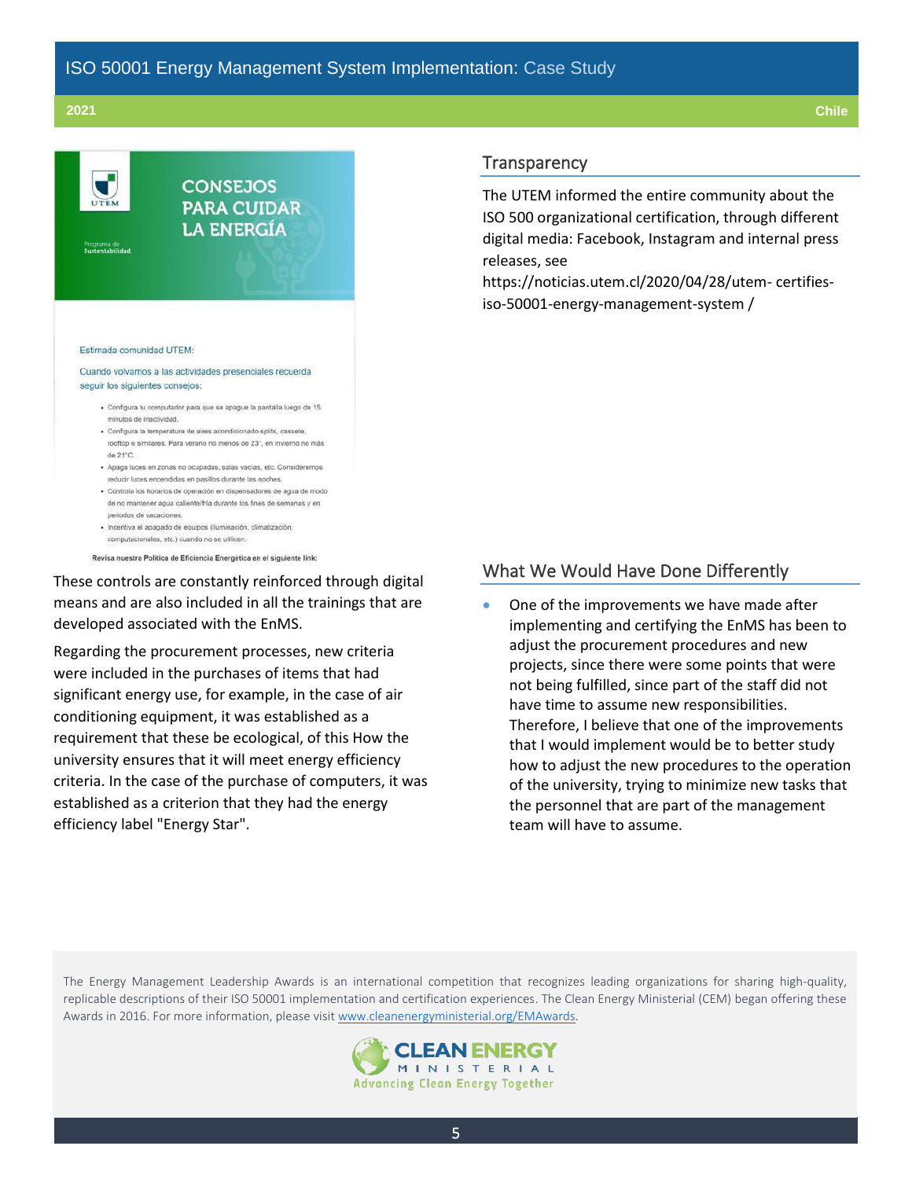CONSEJOS PARA CUIDAR LA ENERGÍA

UTEM

Programa de Sustentabilidad

Estimada comunidad UTEM:

Cuando volvamos a las actividades presenciales recuerda seguir los siguientes consejos:

- Configura tu computador para que se apague la pantalla luego de 15 minutos de inactividad.
- Configura la temperatura de aires acondicionado splits, cassete, rooftop o similares. Para verano no menos de 23°, en invierno no más de 21°C.
- Apaga luces en zonas no ocupadas, salas vacías, etc. Consideremos reducir luces encendidas en pasillos durante las noches.
- Controla los horarios de operación en dispensadores de agua de modo de no mantener agua caliente/fría durante los fines de semanas y en periodos de vacaciones.
- Incentiva el apagado de equipos (iluminación, climatización, computacionales, etc.) cuando no se utilicen.

**Revisa nuestra Política de Eficiencia Energética en el siguiente link:**

These controls are constantly reinforced through digital means and are also included in all the trainings that are developed associated with the EnMS.

Regarding the procurement processes, new criteria were included in the purchases of items that had significant energy use, for example, in the case of air conditioning equipment, it was established as a requirement that these be ecological, of this How the university ensures that it will meet energy efficiency criteria. In the case of the purchase of computers, it was established as a criterion that they had the energy efficiency label "Energy Star".

## Transparency

The UTEM informed the entire community about the ISO 500 organizational certification, through different digital media: Facebook, Instagram and internal press releases, see https://noticias.utem.cl/2020/04/28/utem- certifies-iso-50001-energy-management-system /

## What We Would Have Done Differently

- One of the improvements we have made after implementing and certifying the EnMS has been to adjust the procurement procedures and new projects, since there were some points that were not being fulfilled, since part of the staff did not have time to assume new responsibilities. Therefore, I believe that one of the improvements that I would implement would be to better study how to adjust the new procedures to the operation of the university, trying to minimize new tasks that the personnel that are part of the management team will have to assume.

The Energy Management Leadership Awards is an international competition that recognizes leading organizations for sharing high-quality, replicable descriptions of their ISO 50001 implementation and certification experiences. The Clean Energy Ministerial (CEM) began offering these Awards in 2016. For more information, please visit www.cleanenergyministerial.org/EMAwards.

CLEAN ENERGY MINISTERIAL
Advancing Clean Energy Together